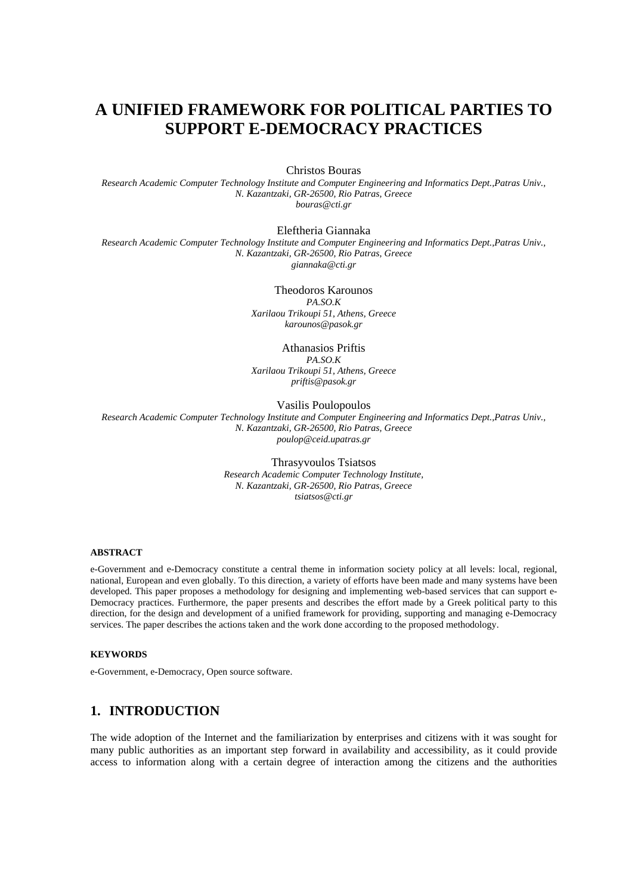# A UNIFIED FRAMEWORK FOR POLITICAL PARTIES TO SUPPORT E-DEMOCRACY PRACTICES

Christos Bouras
*Research Academic Computer Technology Institute and Computer Engineering and Informatics Dept.,Patras Univ., N. Kazantzaki, GR-26500, Rio Patras, Greece*
*bouras@cti.gr*

Eleftheria Giannaka
*Research Academic Computer Technology Institute and Computer Engineering and Informatics Dept.,Patras Univ., N. Kazantzaki, GR-26500, Rio Patras, Greece*
*giannaka@cti.gr*

Theodoros Karounos
*PA.SO.K*
*Xarilaou Trikoupi 51, Athens, Greece*
*karounos@pasok.gr*

Athanasios Priftis
*PA.SO.K*
*Xarilaou Trikoupi 51, Athens, Greece*
*priftis@pasok.gr*

Vasilis Poulopoulos
*Research Academic Computer Technology Institute and Computer Engineering and Informatics Dept.,Patras Univ., N. Kazantzaki, GR-26500, Rio Patras, Greece*
*poulop@ceid.upatras.gr*

Thrasyvoulos Tsiatsos
*Research Academic Computer Technology Institute, N. Kazantzaki, GR-26500, Rio Patras, Greece*
*tsiatsos@cti.gr*

#### ABSTRACT

e-Government and e-Democracy constitute a central theme in information society policy at all levels: local, regional, national, European and even globally. To this direction, a variety of efforts have been made and many systems have been developed. This paper proposes a methodology for designing and implementing web-based services that can support e-Democracy practices. Furthermore, the paper presents and describes the effort made by a Greek political party to this direction, for the design and development of a unified framework for providing, supporting and managing e-Democracy services. The paper describes the actions taken and the work done according to the proposed methodology.

#### KEYWORDS

e-Government, e-Democracy, Open source software.

## 1. INTRODUCTION

The wide adoption of the Internet and the familiarization by enterprises and citizens with it was sought for many public authorities as an important step forward in availability and accessibility, as it could provide access to information along with a certain degree of interaction among the citizens and the authorities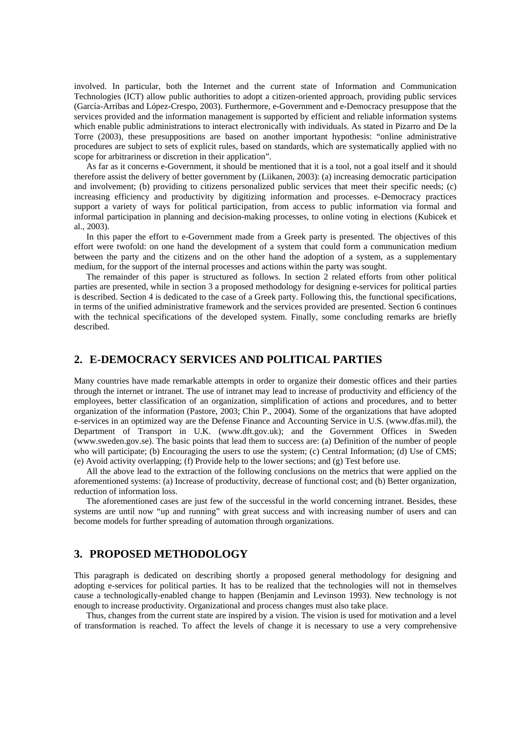involved. In particular, both the Internet and the current state of Information and Communication Technologies (ICT) allow public authorities to adopt a citizen-oriented approach, providing public services (García-Arribas and López-Crespo, 2003). Furthermore, e-Government and e-Democracy presuppose that the services provided and the information management is supported by efficient and reliable information systems which enable public administrations to interact electronically with individuals. As stated in Pizarro and De la Torre (2003), these presuppositions are based on another important hypothesis: "online administrative procedures are subject to sets of explicit rules, based on standards, which are systematically applied with no scope for arbitrariness or discretion in their application".

As far as it concerns e-Government, it should be mentioned that it is a tool, not a goal itself and it should therefore assist the delivery of better government by (Liikanen, 2003): (a) increasing democratic participation and involvement; (b) providing to citizens personalized public services that meet their specific needs; (c) increasing efficiency and productivity by digitizing information and processes. e-Democracy practices support a variety of ways for political participation, from access to public information via formal and informal participation in planning and decision-making processes, to online voting in elections (Kubicek et al., 2003).

In this paper the effort to e-Government made from a Greek party is presented. The objectives of this effort were twofold: on one hand the development of a system that could form a communication medium between the party and the citizens and on the other hand the adoption of a system, as a supplementary medium, for the support of the internal processes and actions within the party was sought.

The remainder of this paper is structured as follows. In section 2 related efforts from other political parties are presented, while in section 3 a proposed methodology for designing e-services for political parties is described. Section 4 is dedicated to the case of a Greek party. Following this, the functional specifications, in terms of the unified administrative framework and the services provided are presented. Section 6 continues with the technical specifications of the developed system. Finally, some concluding remarks are briefly described.

## 2. E-DEMOCRACY SERVICES AND POLITICAL PARTIES

Many countries have made remarkable attempts in order to organize their domestic offices and their parties through the internet or intranet. The use of intranet may lead to increase of productivity and efficiency of the employees, better classification of an organization, simplification of actions and procedures, and to better organization of the information (Pastore, 2003; Chin P., 2004). Some of the organizations that have adopted e-services in an optimized way are the Defense Finance and Accounting Service in U.S. (www.dfas.mil), the Department of Transport in U.K. (www.dft.gov.uk); and the Government Offices in Sweden (www.sweden.gov.se). The basic points that lead them to success are: (a) Definition of the number of people who will participate; (b) Encouraging the users to use the system; (c) Central Information; (d) Use of CMS; (e) Avoid activity overlapping; (f) Provide help to the lower sections; and (g) Test before use.

All the above lead to the extraction of the following conclusions on the metrics that were applied on the aforementioned systems: (a) Increase of productivity, decrease of functional cost; and (b) Better organization, reduction of information loss.

The aforementioned cases are just few of the successful in the world concerning intranet. Besides, these systems are until now "up and running" with great success and with increasing number of users and can become models for further spreading of automation through organizations.

## 3. PROPOSED METHODOLOGY

This paragraph is dedicated on describing shortly a proposed general methodology for designing and adopting e-services for political parties. It has to be realized that the technologies will not in themselves cause a technologically-enabled change to happen (Benjamin and Levinson 1993). New technology is not enough to increase productivity. Organizational and process changes must also take place.

Thus, changes from the current state are inspired by a vision. The vision is used for motivation and a level of transformation is reached. To affect the levels of change it is necessary to use a very comprehensive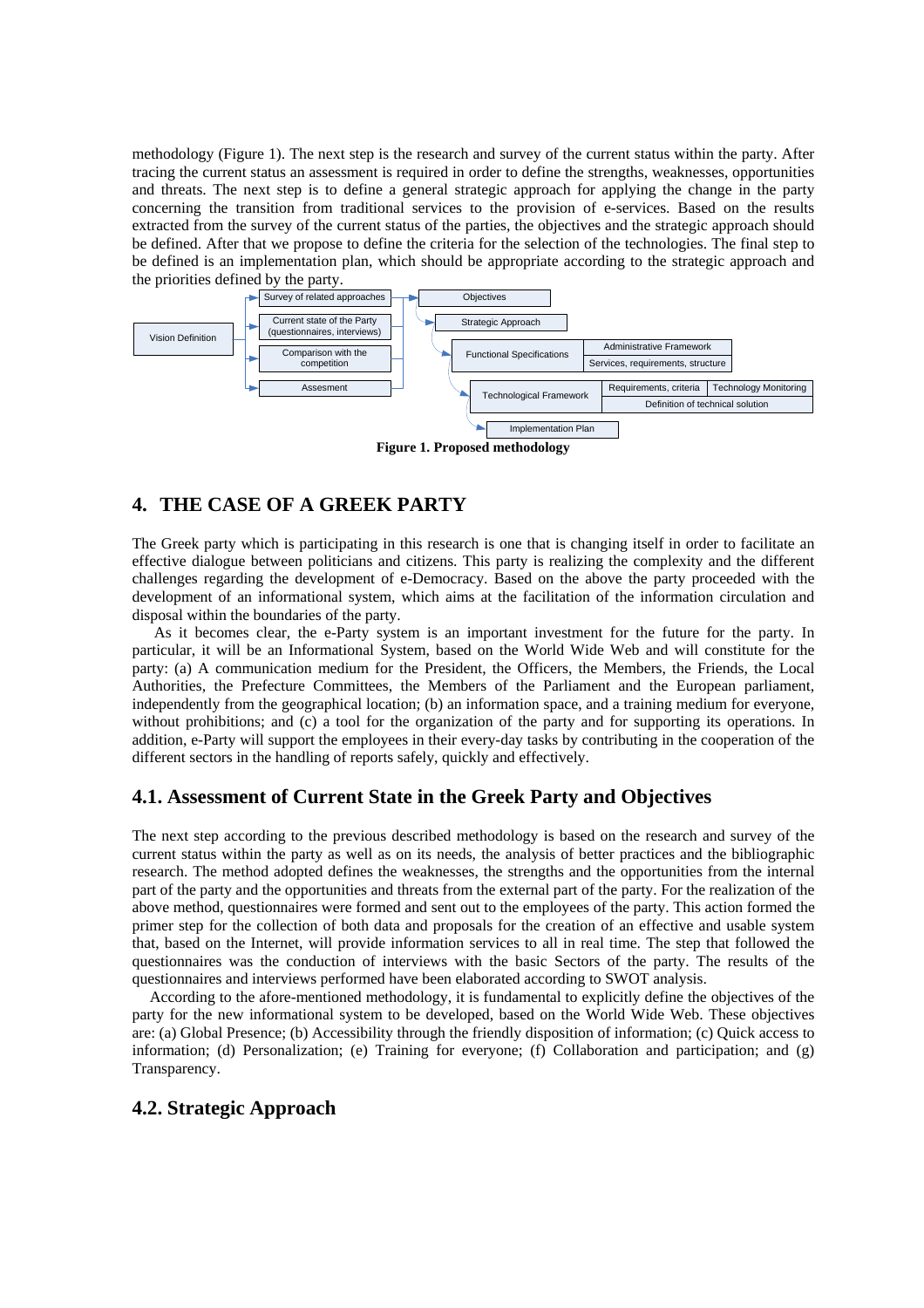methodology (Figure 1). The next step is the research and survey of the current status within the party. After tracing the current status an assessment is required in order to define the strengths, weaknesses, opportunities and threats. The next step is to define a general strategic approach for applying the change in the party concerning the transition from traditional services to the provision of e-services. Based on the results extracted from the survey of the current status of the parties, the objectives and the strategic approach should be defined. After that we propose to define the criteria for the selection of the technologies. The final step to be defined is an implementation plan, which should be appropriate according to the strategic approach and the priorities defined by the party.

**Figure 1. Proposed methodology**

## 4. THE CASE OF A GREEK PARTY

The Greek party which is participating in this research is one that is changing itself in order to facilitate an effective dialogue between politicians and citizens. This party is realizing the complexity and the different challenges regarding the development of e-Democracy. Based on the above the party proceeded with the development of an informational system, which aims at the facilitation of the information circulation and disposal within the boundaries of the party.

As it becomes clear, the e-Party system is an important investment for the future for the party. In particular, it will be an Informational System, based on the World Wide Web and will constitute for the party: (a) A communication medium for the President, the Officers, the Members, the Friends, the Local Authorities, the Prefecture Committees, the Members of the Parliament and the European parliament, independently from the geographical location; (b) an information space, and a training medium for everyone, without prohibitions; and (c) a tool for the organization of the party and for supporting its operations. In addition, e-Party will support the employees in their every-day tasks by contributing in the cooperation of the different sectors in the handling of reports safely, quickly and effectively.

### 4.1. Assessment of Current State in the Greek Party and Objectives

The next step according to the previous described methodology is based on the research and survey of the current status within the party as well as on its needs, the analysis of better practices and the bibliographic research. The method adopted defines the weaknesses, the strengths and the opportunities from the internal part of the party and the opportunities and threats from the external part of the party. For the realization of the above method, questionnaires were formed and sent out to the employees of the party. This action formed the primer step for the collection of both data and proposals for the creation of an effective and usable system that, based on the Internet, will provide information services to all in real time. The step that followed the questionnaires was the conduction of interviews with the basic Sectors of the party. The results of the questionnaires and interviews performed have been elaborated according to SWOT analysis.

According to the afore-mentioned methodology, it is fundamental to explicitly define the objectives of the party for the new informational system to be developed, based on the World Wide Web. These objectives are: (a) Global Presence; (b) Accessibility through the friendly disposition of information; (c) Quick access to information; (d) Personalization; (e) Training for everyone; (f) Collaboration and participation; and (g) Transparency.

### 4.2. Strategic Approach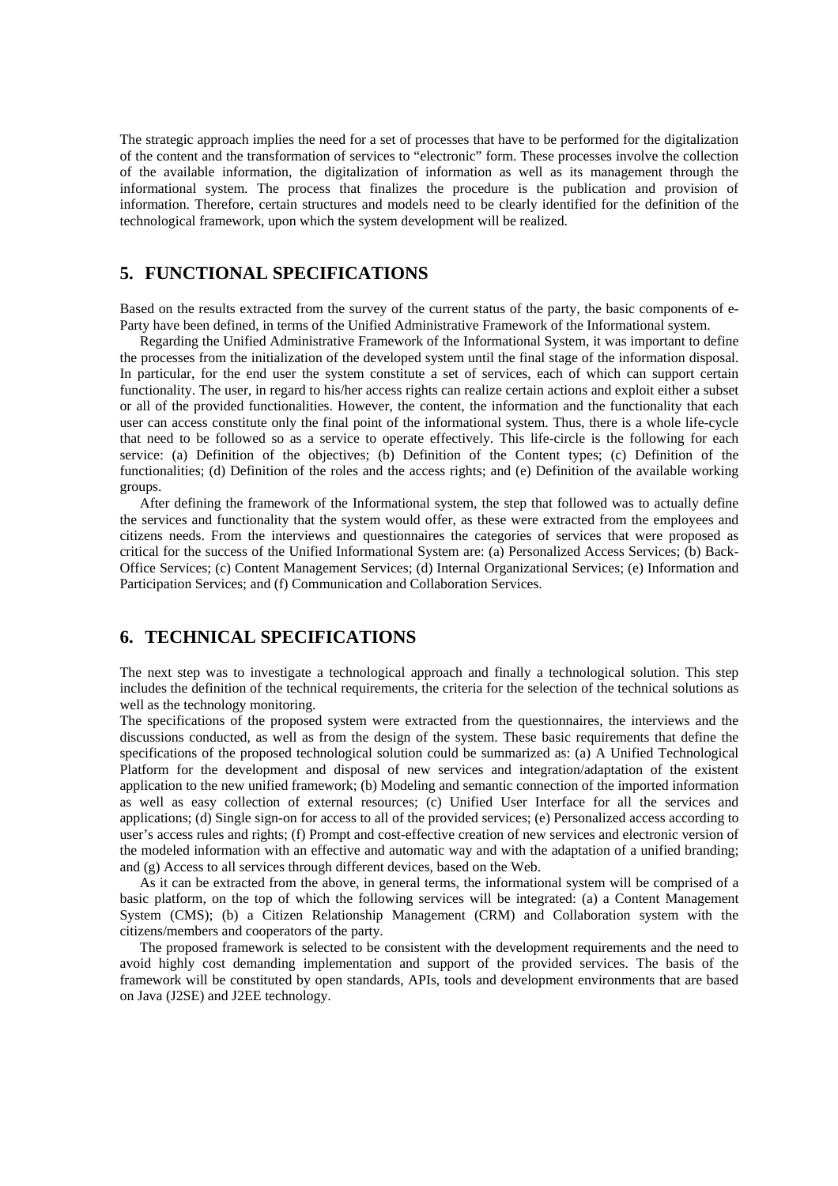The strategic approach implies the need for a set of processes that have to be performed for the digitalization of the content and the transformation of services to "electronic" form. These processes involve the collection of the available information, the digitalization of information as well as its management through the informational system. The process that finalizes the procedure is the publication and provision of information. Therefore, certain structures and models need to be clearly identified for the definition of the technological framework, upon which the system development will be realized.

## 5. FUNCTIONAL SPECIFICATIONS

Based on the results extracted from the survey of the current status of the party, the basic components of e-Party have been defined, in terms of the Unified Administrative Framework of the Informational system.

Regarding the Unified Administrative Framework of the Informational System, it was important to define the processes from the initialization of the developed system until the final stage of the information disposal. In particular, for the end user the system constitute a set of services, each of which can support certain functionality. The user, in regard to his/her access rights can realize certain actions and exploit either a subset or all of the provided functionalities. However, the content, the information and the functionality that each user can access constitute only the final point of the informational system. Thus, there is a whole life-cycle that need to be followed so as a service to operate effectively. This life-circle is the following for each service: (a) Definition of the objectives; (b) Definition of the Content types; (c) Definition of the functionalities; (d) Definition of the roles and the access rights; and (e) Definition of the available working groups.

After defining the framework of the Informational system, the step that followed was to actually define the services and functionality that the system would offer, as these were extracted from the employees and citizens needs. From the interviews and questionnaires the categories of services that were proposed as critical for the success of the Unified Informational System are: (a) Personalized Access Services; (b) Back-Office Services; (c) Content Management Services; (d) Internal Organizational Services; (e) Information and Participation Services; and (f) Communication and Collaboration Services.

## 6. TECHNICAL SPECIFICATIONS

The next step was to investigate a technological approach and finally a technological solution. This step includes the definition of the technical requirements, the criteria for the selection of the technical solutions as well as the technology monitoring.

The specifications of the proposed system were extracted from the questionnaires, the interviews and the discussions conducted, as well as from the design of the system. These basic requirements that define the specifications of the proposed technological solution could be summarized as: (a) A Unified Technological Platform for the development and disposal of new services and integration/adaptation of the existent application to the new unified framework; (b) Modeling and semantic connection of the imported information as well as easy collection of external resources; (c) Unified User Interface for all the services and applications; (d) Single sign-on for access to all of the provided services; (e) Personalized access according to user's access rules and rights; (f) Prompt and cost-effective creation of new services and electronic version of the modeled information with an effective and automatic way and with the adaptation of a unified branding; and (g) Access to all services through different devices, based on the Web.

As it can be extracted from the above, in general terms, the informational system will be comprised of a basic platform, on the top of which the following services will be integrated: (a) a Content Management System (CMS); (b) a Citizen Relationship Management (CRM) and Collaboration system with the citizens/members and cooperators of the party.

The proposed framework is selected to be consistent with the development requirements and the need to avoid highly cost demanding implementation and support of the provided services. The basis of the framework will be constituted by open standards, APIs, tools and development environments that are based on Java (J2SE) and J2EE technology.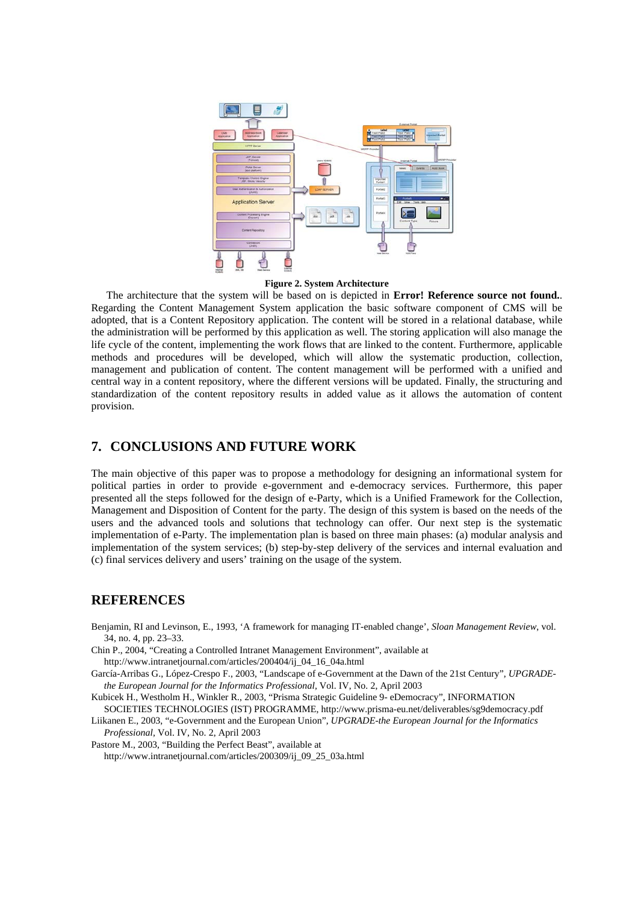**Figure 2. System Architecture**

The architecture that the system will be based on is depicted in **Error! Reference source not found.**. Regarding the Content Management System application the basic software component of CMS will be adopted, that is a Content Repository application. The content will be stored in a relational database, while the administration will be performed by this application as well. The storing application will also manage the life cycle of the content, implementing the work flows that are linked to the content. Furthermore, applicable methods and procedures will be developed, which will allow the systematic production, collection, management and publication of content. The content management will be performed with a unified and central way in a content repository, where the different versions will be updated. Finally, the structuring and standardization of the content repository results in added value as it allows the automation of content provision.

## 7. CONCLUSIONS AND FUTURE WORK

The main objective of this paper was to propose a methodology for designing an informational system for political parties in order to provide e-government and e-democracy services. Furthermore, this paper presented all the steps followed for the design of e-Party, which is a Unified Framework for the Collection, Management and Disposition of Content for the party. The design of this system is based on the needs of the users and the advanced tools and solutions that technology can offer. Our next step is the systematic implementation of e-Party. The implementation plan is based on three main phases: (a) modular analysis and implementation of the system services; (b) step-by-step delivery of the services and internal evaluation and (c) final services delivery and users' training on the usage of the system.

## REFERENCES

Benjamin, RI and Levinson, E., 1993, 'A framework for managing IT-enabled change', *Sloan Management Review*, vol. 34, no. 4, pp. 23–33.

Chin P., 2004, "Creating a Controlled Intranet Management Environment", available at http://www.intranetjournal.com/articles/200404/ij_04_16_04a.html

García-Arribas G., López-Crespo F., 2003, "Landscape of e-Government at the Dawn of the 21st Century", *UPGRADE-the European Journal for the Informatics Professional*, Vol. IV, No. 2, April 2003

Kubicek H., Westholm H., Winkler R., 2003, "Prisma Strategic Guideline 9- eDemocracy", INFORMATION SOCIETIES TECHNOLOGIES (IST) PROGRAMME, http://www.prisma-eu.net/deliverables/sg9democracy.pdf

Liikanen E., 2003, "e-Government and the European Union", *UPGRADE-the European Journal for the Informatics Professional*, Vol. IV, No. 2, April 2003

Pastore M., 2003, "Building the Perfect Beast", available at http://www.intranetjournal.com/articles/200309/ij_09_25_03a.html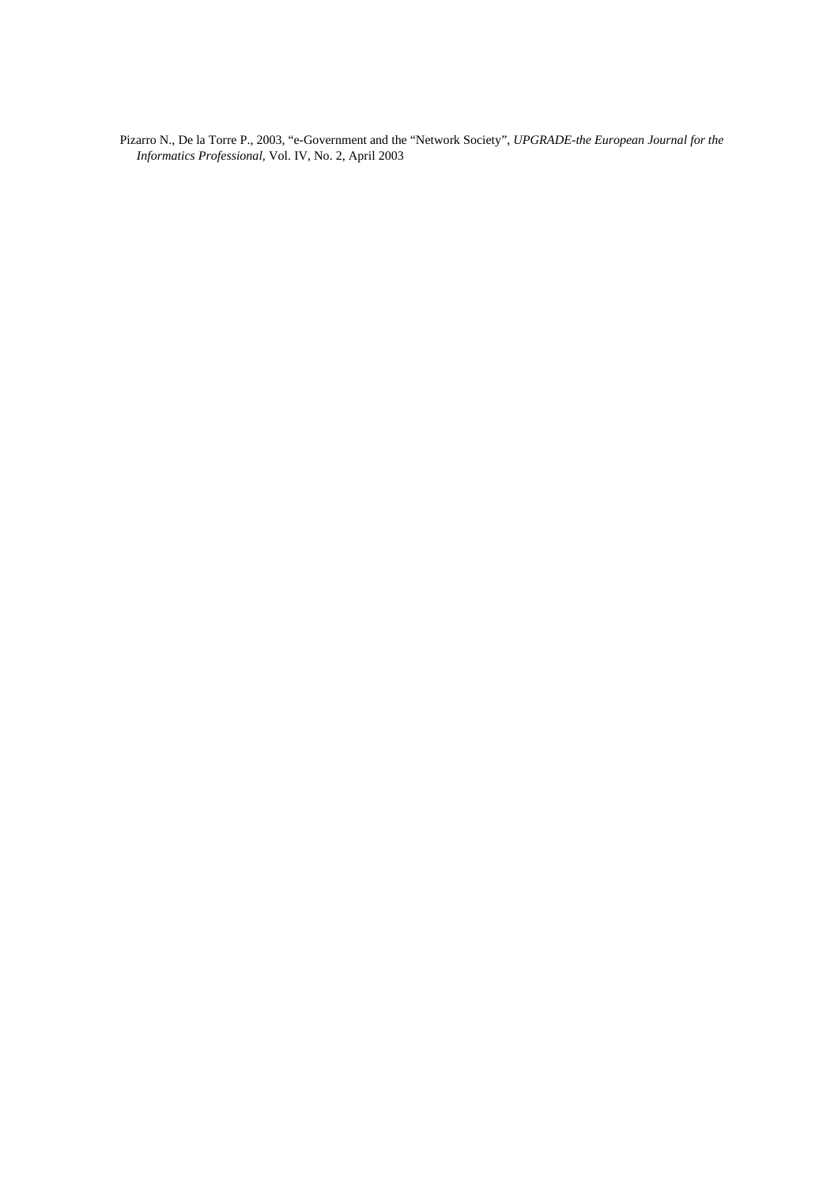Pizarro N., De la Torre P., 2003, "e-Government and the "Network Society", *UPGRADE-the European Journal for the Informatics Professional*, Vol. IV, No. 2, April 2003